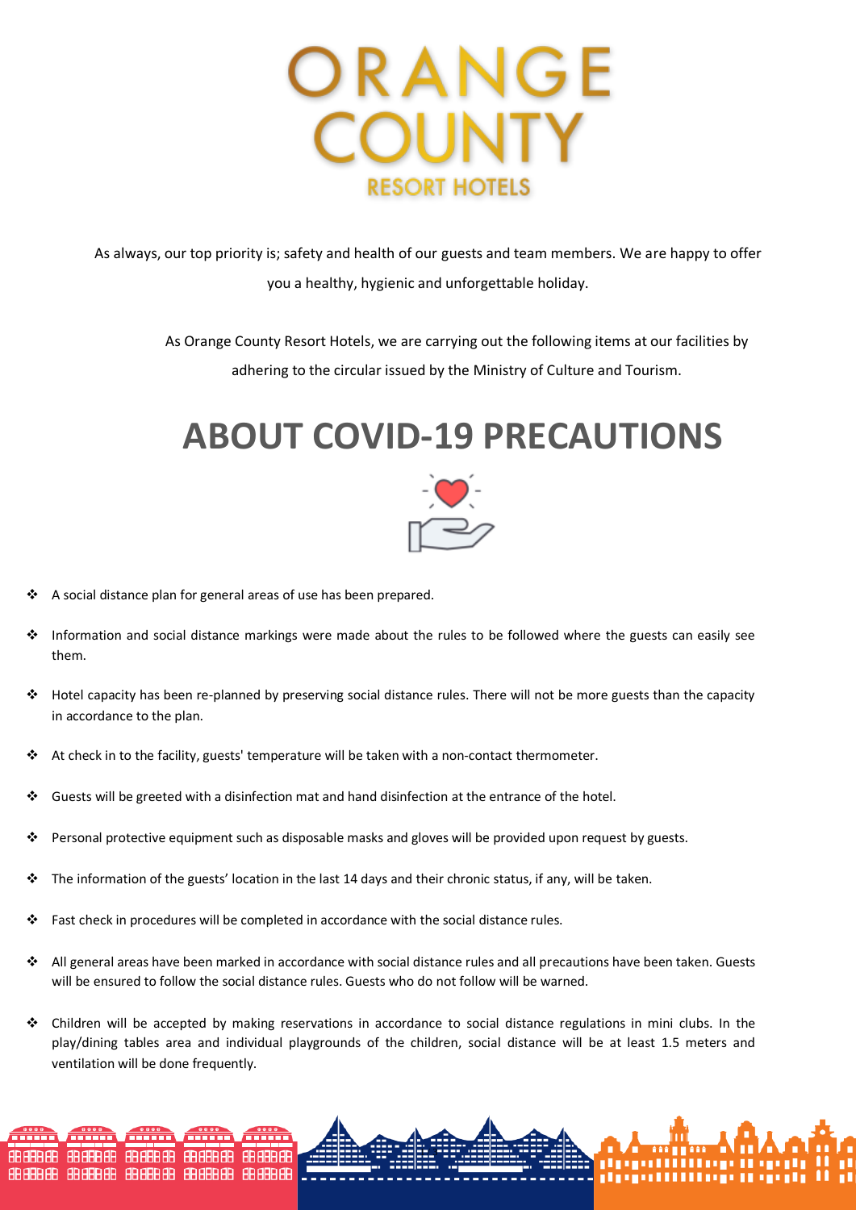# ORANGE COUNTY

RESORT HOTELS

As always, our top priority is; safety and health of our guests and team members. We are happy to offer you a healthy, hygienic and unforgettable holiday.

As Orange County Resort Hotels, we are carrying out the following items at our facilities by adhering to the circular issued by the Ministry of Culture and Tourism.

## ABOUT COVID-19 PRECAUTIONS

- A social distance plan for general areas of use has been prepared.
- Information and social distance markings were made about the rules to be followed where the guests can easily see them.
- Hotel capacity has been re-planned by preserving social distance rules. There will not be more guests than the capacity in accordance to the plan.
- At check in to the facility, guests' temperature will be taken with a non-contact thermometer.
- Guests will be greeted with a disinfection mat and hand disinfection at the entrance of the hotel.
- Personal protective equipment such as disposable masks and gloves will be provided upon request by guests.
- The information of the guests' location in the last 14 days and their chronic status, if any, will be taken.
- Fast check in procedures will be completed in accordance with the social distance rules.
- All general areas have been marked in accordance with social distance rules and all precautions have been taken. Guests will be ensured to follow the social distance rules. Guests who do not follow will be warned.
- Children will be accepted by making reservations in accordance to social distance regulations in mini clubs. In the play/dining tables area and individual playgrounds of the children, social distance will be at least 1.5 meters and ventilation will be done frequently.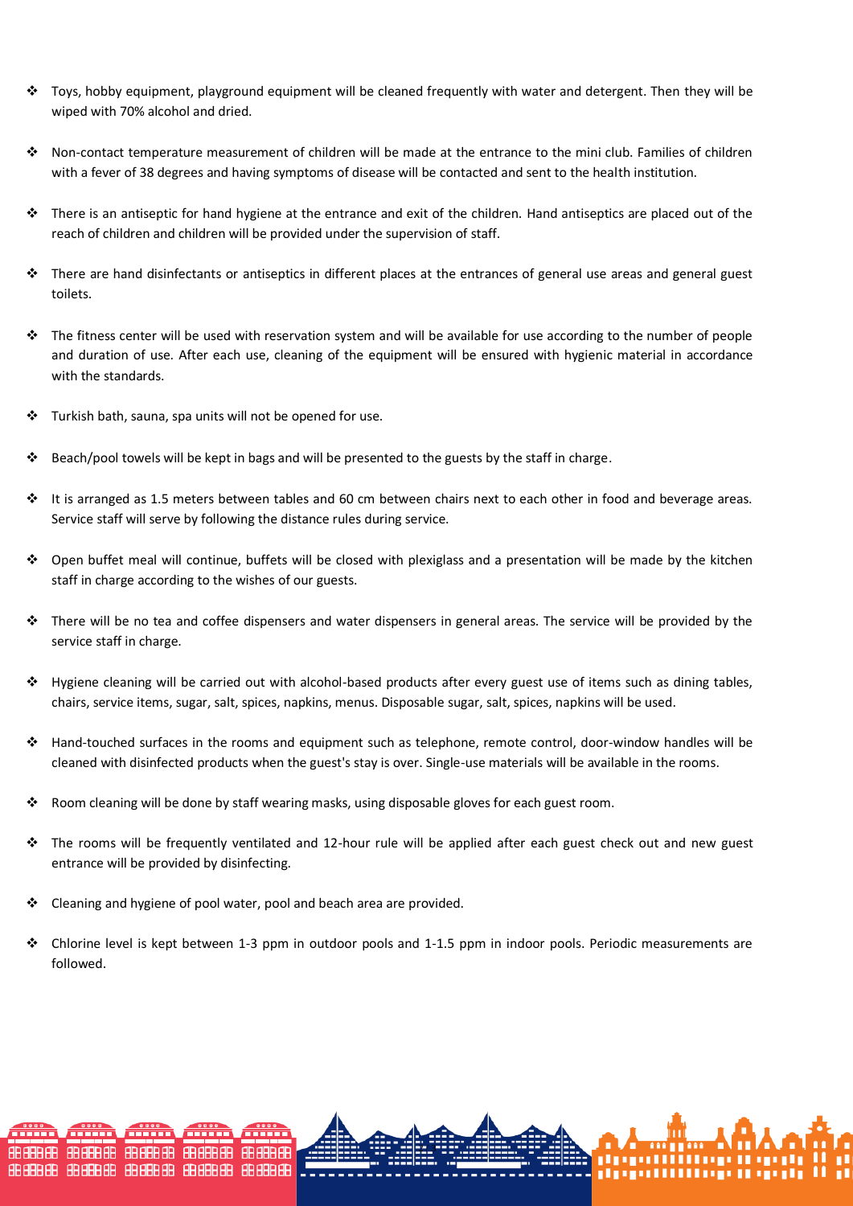- Toys, hobby equipment, playground equipment will be cleaned frequently with water and detergent. Then they will be wiped with 70% alcohol and dried.

- Non-contact temperature measurement of children will be made at the entrance to the mini club. Families of children with a fever of 38 degrees and having symptoms of disease will be contacted and sent to the health institution.

- There is an antiseptic for hand hygiene at the entrance and exit of the children. Hand antiseptics are placed out of the reach of children and children will be provided under the supervision of staff.

- There are hand disinfectants or antiseptics in different places at the entrances of general use areas and general guest toilets.

- The fitness center will be used with reservation system and will be available for use according to the number of people and duration of use. After each use, cleaning of the equipment will be ensured with hygienic material in accordance with the standards.

- Turkish bath, sauna, spa units will not be opened for use.

- Beach/pool towels will be kept in bags and will be presented to the guests by the staff in charge.

- It is arranged as 1.5 meters between tables and 60 cm between chairs next to each other in food and beverage areas. Service staff will serve by following the distance rules during service.

- Open buffet meal will continue, buffets will be closed with plexiglass and a presentation will be made by the kitchen staff in charge according to the wishes of our guests.

- There will be no tea and coffee dispensers and water dispensers in general areas. The service will be provided by the service staff in charge.

- Hygiene cleaning will be carried out with alcohol-based products after every guest use of items such as dining tables, chairs, service items, sugar, salt, spices, napkins, menus. Disposable sugar, salt, spices, napkins will be used.

- Hand-touched surfaces in the rooms and equipment such as telephone, remote control, door-window handles will be cleaned with disinfected products when the guest's stay is over. Single-use materials will be available in the rooms.

- Room cleaning will be done by staff wearing masks, using disposable gloves for each guest room.

- The rooms will be frequently ventilated and 12-hour rule will be applied after each guest check out and new guest entrance will be provided by disinfecting.

- Cleaning and hygiene of pool water, pool and beach area are provided.

- Chlorine level is kept between 1-3 ppm in outdoor pools and 1-1.5 ppm in indoor pools. Periodic measurements are followed.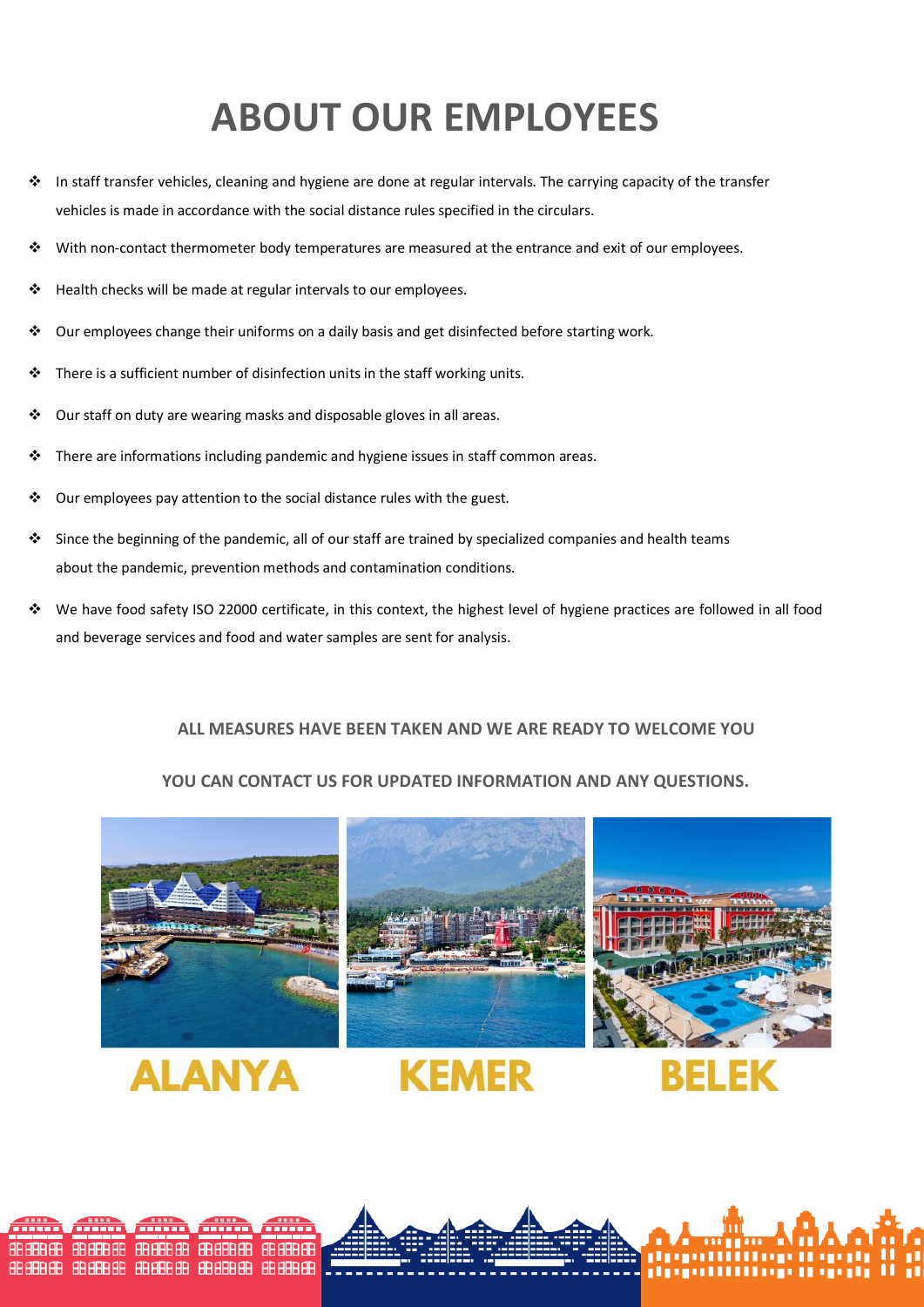# ABOUT OUR EMPLOYEES

- In staff transfer vehicles, cleaning and hygiene are done at regular intervals. The carrying capacity of the transfer vehicles is made in accordance with the social distance rules specified in the circulars.
- With non-contact thermometer body temperatures are measured at the entrance and exit of our employees.
- Health checks will be made at regular intervals to our employees.
- Our employees change their uniforms on a daily basis and get disinfected before starting work.
- There is a sufficient number of disinfection units in the staff working units.
- Our staff on duty are wearing masks and disposable gloves in all areas.
- There are informations including pandemic and hygiene issues in staff common areas.
- Our employees pay attention to the social distance rules with the guest.
- Since the beginning of the pandemic, all of our staff are trained by specialized companies and health teams about the pandemic, prevention methods and contamination conditions.
- We have food safety ISO 22000 certificate, in this context, the highest level of hygiene practices are followed in all food and beverage services and food and water samples are sent for analysis.

**ALL MEASURES HAVE BEEN TAKEN AND WE ARE READY TO WELCOME YOU**

**YOU CAN CONTACT US FOR UPDATED INFORMATION AND ANY QUESTIONS.**

ALANYA

KEMER

BELEK